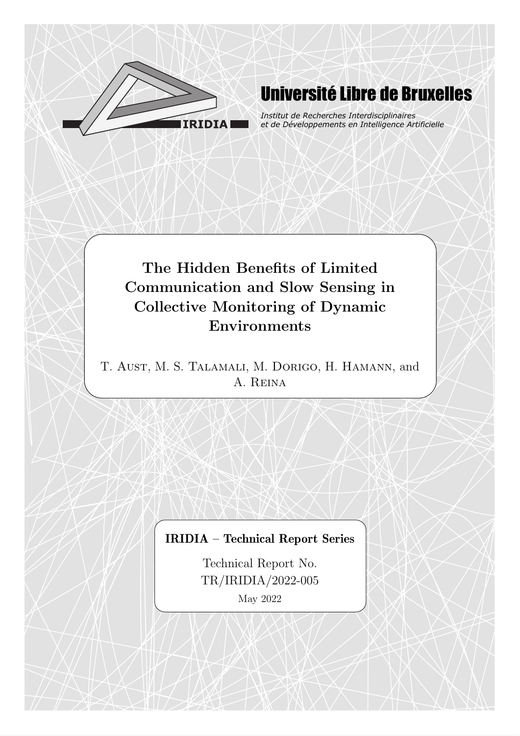# Université Libre de Bruxelles

*Institut de Recherches Interdisciplinaires et de Développements en Intelligence Artificielle*

IRIDIA

## The Hidden Benefits of Limited Communication and Slow Sensing in Collective Monitoring of Dynamic Environments

T. Aust, M. S. Talamali, M. Dorigo, H. Hamann, and A. Reina

**IRIDIA – Technical Report Series**

Technical Report No.
TR/IRIDIA/2022-005

May 2022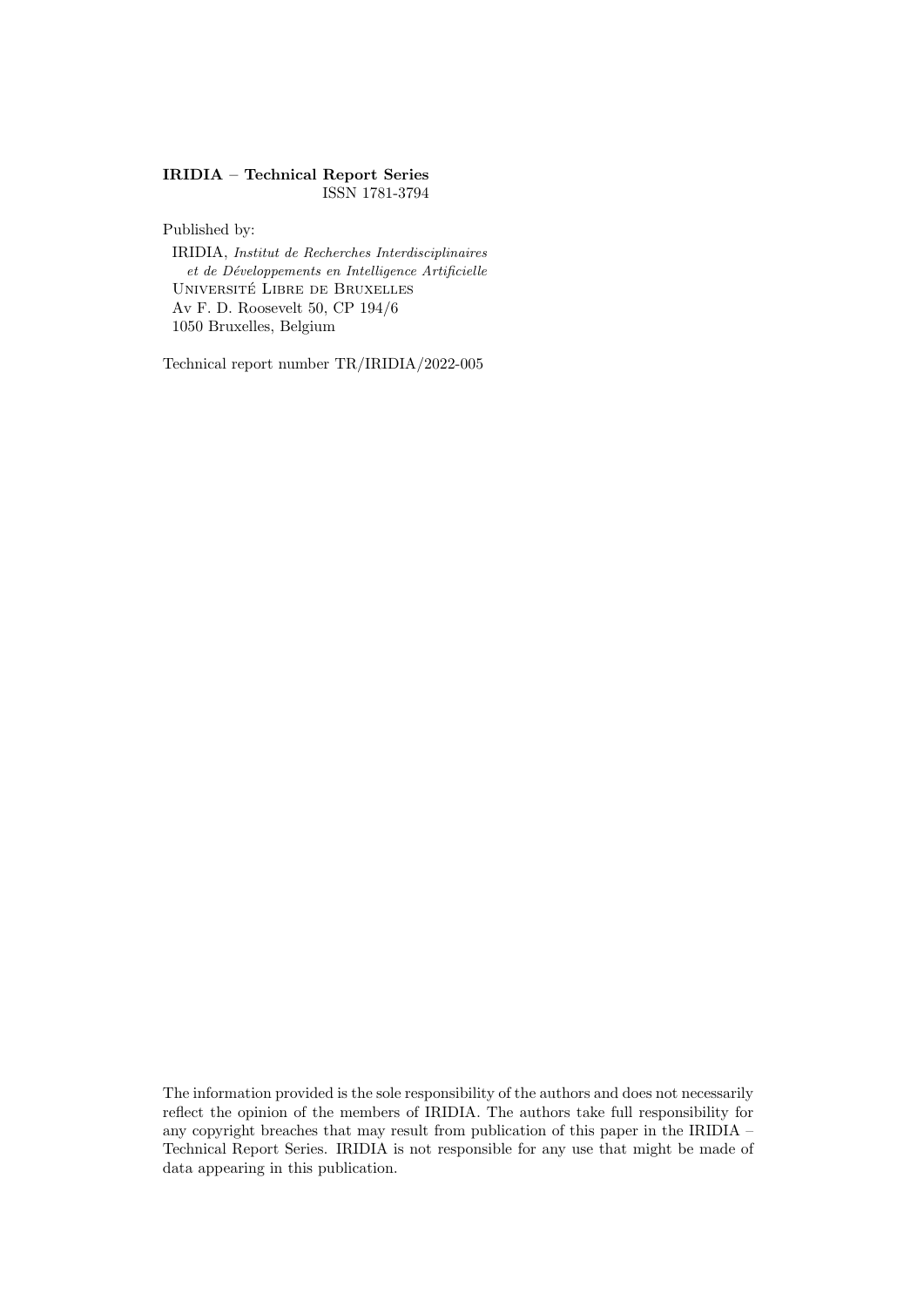**IRIDIA – Technical Report Series**
ISSN 1781-3794

Published by:

IRIDIA, *Institut de Recherches Interdisciplinaires et de Développements en Intelligence Artificielle*
Université Libre de Bruxelles
Av F. D. Roosevelt 50, CP 194/6
1050 Bruxelles, Belgium

Technical report number TR/IRIDIA/2022-005

The information provided is the sole responsibility of the authors and does not necessarily reflect the opinion of the members of IRIDIA. The authors take full responsibility for any copyright breaches that may result from publication of this paper in the IRIDIA – Technical Report Series. IRIDIA is not responsible for any use that might be made of data appearing in this publication.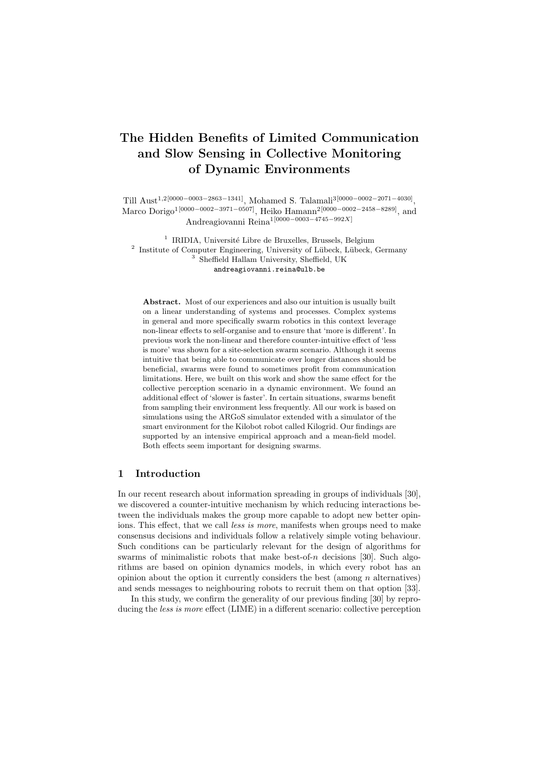# The Hidden Benefits of Limited Communication and Slow Sensing in Collective Monitoring of Dynamic Environments

Till Aust[1,2][0000−0003−2863−1341], Mohamed S. Talamali[3][0000−0002−2071−4030], Marco Dorigo[1][0000−0002−3971−0507], Heiko Hamann[2][0000−0002−2458−8289], and Andreagiovanni Reina[1][0000−0003−4745−992X]

[1] IRIDIA, Université Libre de Bruxelles, Brussels, Belgium
[2] Institute of Computer Engineering, University of Lübeck, Lübeck, Germany
[3] Sheffield Hallam University, Sheffield, UK
andreagiovanni.reina@ulb.be

**Abstract.** Most of our experiences and also our intuition is usually built on a linear understanding of systems and processes. Complex systems in general and more specifically swarm robotics in this context leverage non-linear effects to self-organise and to ensure that 'more is different'. In previous work the non-linear and therefore counter-intuitive effect of 'less is more' was shown for a site-selection swarm scenario. Although it seems intuitive that being able to communicate over longer distances should be beneficial, swarms were found to sometimes profit from communication limitations. Here, we built on this work and show the same effect for the collective perception scenario in a dynamic environment. We found an additional effect of 'slower is faster'. In certain situations, swarms benefit from sampling their environment less frequently. All our work is based on simulations using the ARGoS simulator extended with a simulator of the smart environment for the Kilobot robot called Kilogrid. Our findings are supported by an intensive empirical approach and a mean-field model. Both effects seem important for designing swarms.

## 1 Introduction

In our recent research about information spreading in groups of individuals [30], we discovered a counter-intuitive mechanism by which reducing interactions between the individuals makes the group more capable to adopt new better opinions. This effect, that we call *less is more*, manifests when groups need to make consensus decisions and individuals follow a relatively simple voting behaviour. Such conditions can be particularly relevant for the design of algorithms for swarms of minimalistic robots that make best-of-$n$ decisions [30]. Such algorithms are based on opinion dynamics models, in which every robot has an opinion about the option it currently considers the best (among $n$ alternatives) and sends messages to neighbouring robots to recruit them on that option [33].

In this study, we confirm the generality of our previous finding [30] by reproducing the *less is more* effect (LIME) in a different scenario: collective perception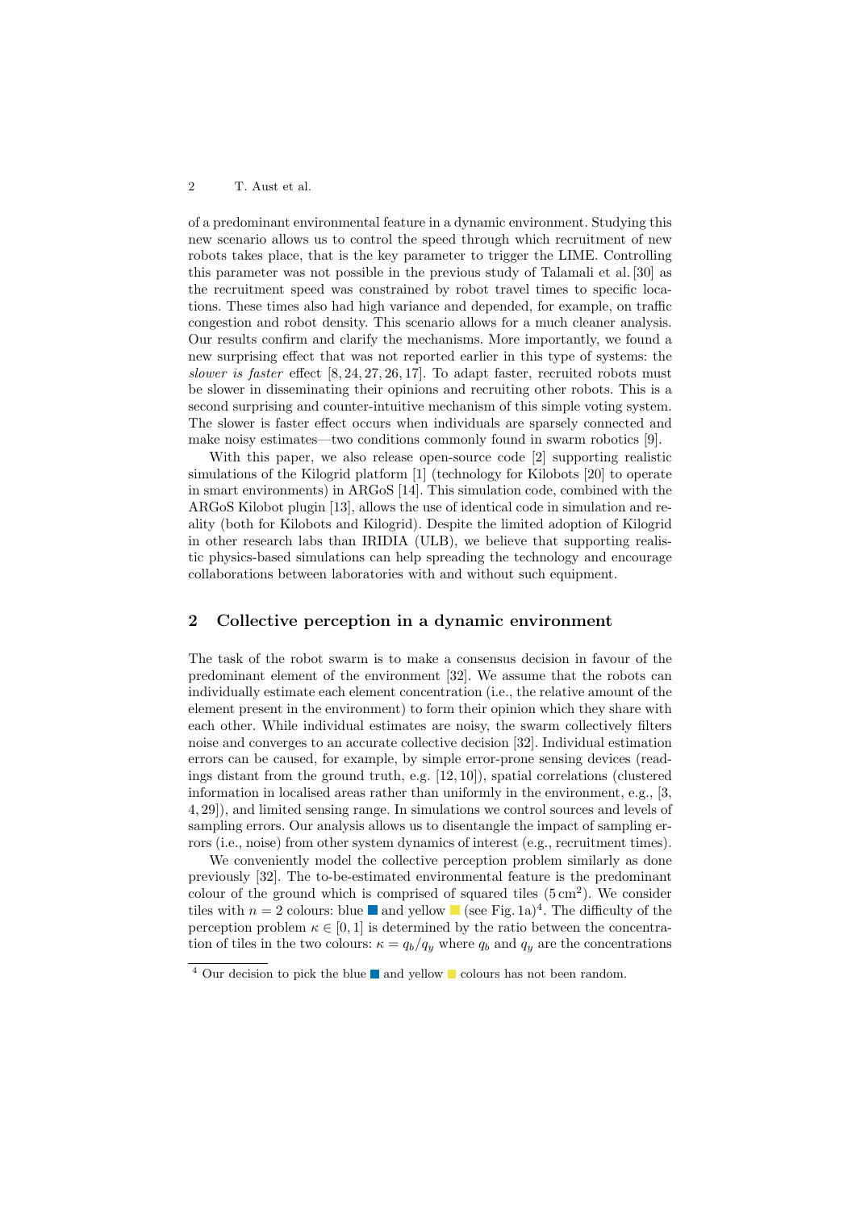of a predominant environmental feature in a dynamic environment. Studying this new scenario allows us to control the speed through which recruitment of new robots takes place, that is the key parameter to trigger the LIME. Controlling this parameter was not possible in the previous study of Talamali et al. [30] as the recruitment speed was constrained by robot travel times to specific locations. These times also had high variance and depended, for example, on traffic congestion and robot density. This scenario allows for a much cleaner analysis. Our results confirm and clarify the mechanisms. More importantly, we found a new surprising effect that was not reported earlier in this type of systems: the *slower is faster* effect [8, 24, 27, 26, 17]. To adapt faster, recruited robots must be slower in disseminating their opinions and recruiting other robots. This is a second surprising and counter-intuitive mechanism of this simple voting system. The slower is faster effect occurs when individuals are sparsely connected and make noisy estimates—two conditions commonly found in swarm robotics [9].

With this paper, we also release open-source code [2] supporting realistic simulations of the Kilogrid platform [1] (technology for Kilobots [20] to operate in smart environments) in ARGoS [14]. This simulation code, combined with the ARGoS Kilobot plugin [13], allows the use of identical code in simulation and reality (both for Kilobots and Kilogrid). Despite the limited adoption of Kilogrid in other research labs than IRIDIA (ULB), we believe that supporting realistic physics-based simulations can help spreading the technology and encourage collaborations between laboratories with and without such equipment.

## 2 Collective perception in a dynamic environment

The task of the robot swarm is to make a consensus decision in favour of the predominant element of the environment [32]. We assume that the robots can individually estimate each element concentration (i.e., the relative amount of the element present in the environment) to form their opinion which they share with each other. While individual estimates are noisy, the swarm collectively filters noise and converges to an accurate collective decision [32]. Individual estimation errors can be caused, for example, by simple error-prone sensing devices (readings distant from the ground truth, e.g. [12, 10]), spatial correlations (clustered information in localised areas rather than uniformly in the environment, e.g., [3, 4, 29]), and limited sensing range. In simulations we control sources and levels of sampling errors. Our analysis allows us to disentangle the impact of sampling errors (i.e., noise) from other system dynamics of interest (e.g., recruitment times).

We conveniently model the collective perception problem similarly as done previously [32]. The to-be-estimated environmental feature is the predominant colour of the ground which is comprised of squared tiles ($5\,\text{cm}^2$). We consider tiles with $n = 2$ colours: blue ■ and yellow ■ (see Fig. 1a)[4]. The difficulty of the perception problem $\kappa \in [0, 1]$ is determined by the ratio between the concentration of tiles in the two colours: $\kappa = q_b/q_y$ where $q_b$ and $q_y$ are the concentrations

[4] Our decision to pick the blue ■ and yellow ■ colours has not been random.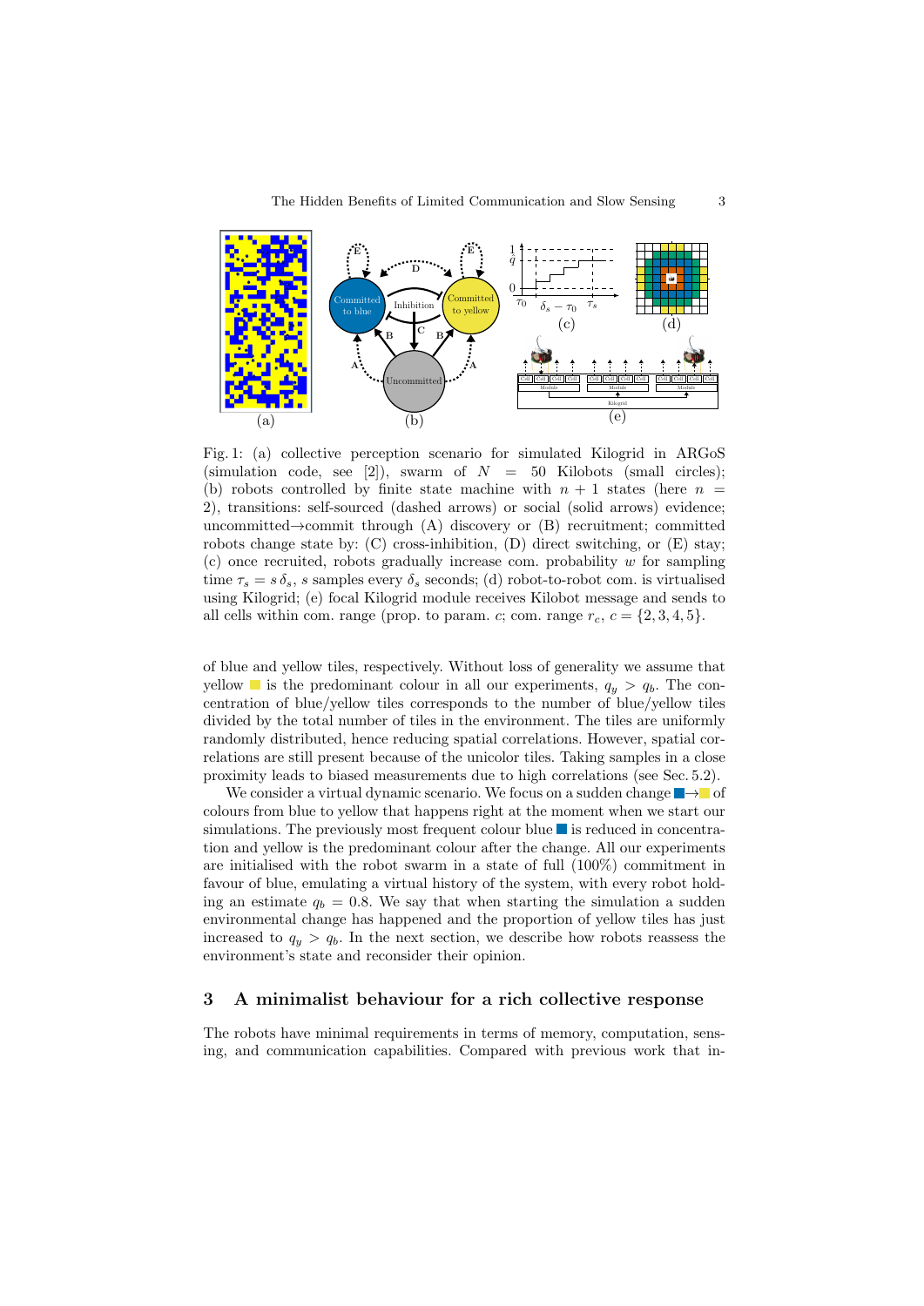Fig. 1: (a) collective perception scenario for simulated Kilogrid in ARGoS (simulation code, see [2]), swarm of $N = 50$ Kilobots (small circles); (b) robots controlled by finite state machine with $n + 1$ states (here $n = 2$), transitions: self-sourced (dashed arrows) or social (solid arrows) evidence; uncommitted→commit through (A) discovery or (B) recruitment; committed robots change state by: (C) cross-inhibition, (D) direct switching, or (E) stay; (c) once recruited, robots gradually increase com. probability $w$ for sampling time $\tau_s = s\,\delta_s$, $s$ samples every $\delta_s$ seconds; (d) robot-to-robot com. is virtualised using Kilogrid; (e) focal Kilogrid module receives Kilobot message and sends to all cells within com. range (prop. to param. $c$; com. range $r_c$, $c = \{2, 3, 4, 5\}$.

of blue and yellow tiles, respectively. Without loss of generality we assume that yellow is the predominant colour in all our experiments, $q_y > q_b$. The concentration of blue/yellow tiles corresponds to the number of blue/yellow tiles divided by the total number of tiles in the environment. The tiles are uniformly randomly distributed, hence reducing spatial correlations. However, spatial correlations are still present because of the unicolor tiles. Taking samples in a close proximity leads to biased measurements due to high correlations (see Sec. 5.2).

We consider a virtual dynamic scenario. We focus on a sudden change → of colours from blue to yellow that happens right at the moment when we start our simulations. The previously most frequent colour blue is reduced in concentration and yellow is the predominant colour after the change. All our experiments are initialised with the robot swarm in a state of full (100%) commitment in favour of blue, emulating a virtual history of the system, with every robot holding an estimate $q_b = 0.8$. We say that when starting the simulation a sudden environmental change has happened and the proportion of yellow tiles has just increased to $q_y > q_b$. In the next section, we describe how robots reassess the environment's state and reconsider their opinion.

## 3 A minimalist behaviour for a rich collective response

The robots have minimal requirements in terms of memory, computation, sensing, and communication capabilities. Compared with previous work that in-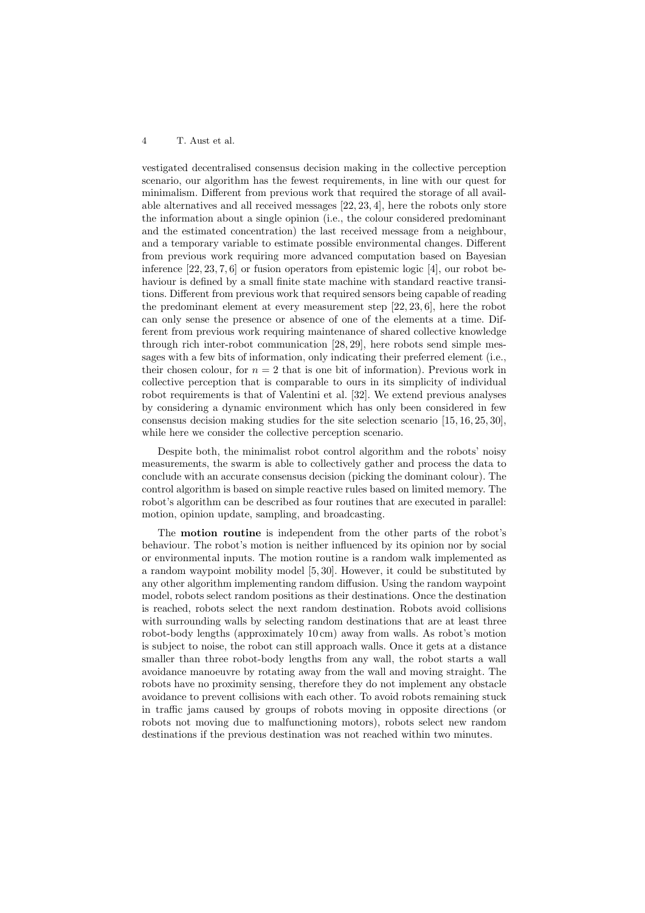vestigated decentralised consensus decision making in the collective perception scenario, our algorithm has the fewest requirements, in line with our quest for minimalism. Different from previous work that required the storage of all available alternatives and all received messages [22, 23, 4], here the robots only store the information about a single opinion (i.e., the colour considered predominant and the estimated concentration) the last received message from a neighbour, and a temporary variable to estimate possible environmental changes. Different from previous work requiring more advanced computation based on Bayesian inference [22, 23, 7, 6] or fusion operators from epistemic logic [4], our robot behaviour is defined by a small finite state machine with standard reactive transitions. Different from previous work that required sensors being capable of reading the predominant element at every measurement step [22, 23, 6], here the robot can only sense the presence or absence of one of the elements at a time. Different from previous work requiring maintenance of shared collective knowledge through rich inter-robot communication [28, 29], here robots send simple messages with a few bits of information, only indicating their preferred element (i.e., their chosen colour, for $n = 2$ that is one bit of information). Previous work in collective perception that is comparable to ours in its simplicity of individual robot requirements is that of Valentini et al. [32]. We extend previous analyses by considering a dynamic environment which has only been considered in few consensus decision making studies for the site selection scenario [15, 16, 25, 30], while here we consider the collective perception scenario.

Despite both, the minimalist robot control algorithm and the robots' noisy measurements, the swarm is able to collectively gather and process the data to conclude with an accurate consensus decision (picking the dominant colour). The control algorithm is based on simple reactive rules based on limited memory. The robot's algorithm can be described as four routines that are executed in parallel: motion, opinion update, sampling, and broadcasting.

The **motion routine** is independent from the other parts of the robot's behaviour. The robot's motion is neither influenced by its opinion nor by social or environmental inputs. The motion routine is a random walk implemented as a random waypoint mobility model [5, 30]. However, it could be substituted by any other algorithm implementing random diffusion. Using the random waypoint model, robots select random positions as their destinations. Once the destination is reached, robots select the next random destination. Robots avoid collisions with surrounding walls by selecting random destinations that are at least three robot-body lengths (approximately 10 cm) away from walls. As robot's motion is subject to noise, the robot can still approach walls. Once it gets at a distance smaller than three robot-body lengths from any wall, the robot starts a wall avoidance manoeuvre by rotating away from the wall and moving straight. The robots have no proximity sensing, therefore they do not implement any obstacle avoidance to prevent collisions with each other. To avoid robots remaining stuck in traffic jams caused by groups of robots moving in opposite directions (or robots not moving due to malfunctioning motors), robots select new random destinations if the previous destination was not reached within two minutes.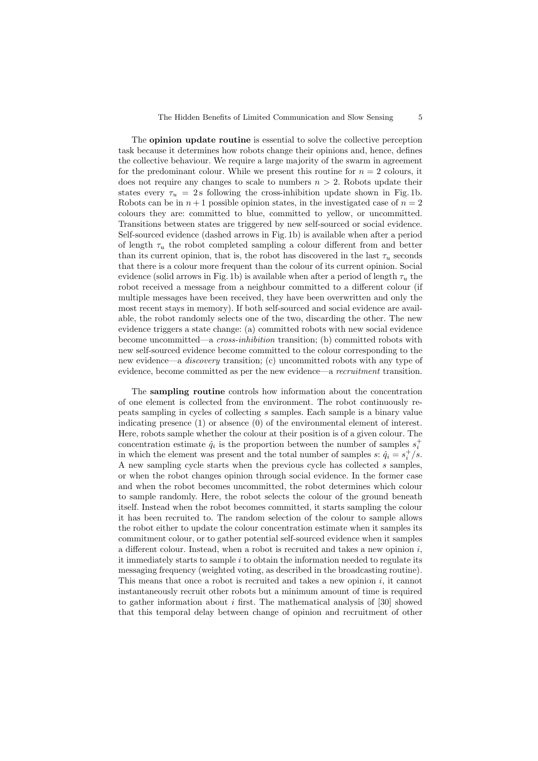The **opinion update routine** is essential to solve the collective perception task because it determines how robots change their opinions and, hence, defines the collective behaviour. We require a large majority of the swarm in agreement for the predominant colour. While we present this routine for $n = 2$ colours, it does not require any changes to scale to numbers $n > 2$. Robots update their states every $\tau_u = 2\,\text{s}$ following the cross-inhibition update shown in Fig. 1b. Robots can be in $n + 1$ possible opinion states, in the investigated case of $n = 2$ colours they are: committed to blue, committed to yellow, or uncommitted. Transitions between states are triggered by new self-sourced or social evidence. Self-sourced evidence (dashed arrows in Fig. 1b) is available when after a period of length $\tau_u$ the robot completed sampling a colour different from and better than its current opinion, that is, the robot has discovered in the last $\tau_u$ seconds that there is a colour more frequent than the colour of its current opinion. Social evidence (solid arrows in Fig. 1b) is available when after a period of length $\tau_u$ the robot received a message from a neighbour committed to a different colour (if multiple messages have been received, they have been overwritten and only the most recent stays in memory). If both self-sourced and social evidence are available, the robot randomly selects one of the two, discarding the other. The new evidence triggers a state change: (a) committed robots with new social evidence become uncommitted—a *cross-inhibition* transition; (b) committed robots with new self-sourced evidence become committed to the colour corresponding to the new evidence—a *discovery* transition; (c) uncommitted robots with any type of evidence, become committed as per the new evidence—a *recruitment* transition.

The **sampling routine** controls how information about the concentration of one element is collected from the environment. The robot continuously repeats sampling in cycles of collecting $s$ samples. Each sample is a binary value indicating presence (1) or absence (0) of the environmental element of interest. Here, robots sample whether the colour at their position is of a given colour. The concentration estimate $\hat{q}_i$ is the proportion between the number of samples $s_i^+$ in which the element was present and the total number of samples $s$: $\hat{q}_i = s_i^+/s$. A new sampling cycle starts when the previous cycle has collected $s$ samples, or when the robot changes opinion through social evidence. In the former case and when the robot becomes uncommitted, the robot determines which colour to sample randomly. Here, the robot selects the colour of the ground beneath itself. Instead when the robot becomes committed, it starts sampling the colour it has been recruited to. The random selection of the colour to sample allows the robot either to update the colour concentration estimate when it samples its commitment colour, or to gather potential self-sourced evidence when it samples a different colour. Instead, when a robot is recruited and takes a new opinion $i$, it immediately starts to sample $i$ to obtain the information needed to regulate its messaging frequency (weighted voting, as described in the broadcasting routine). This means that once a robot is recruited and takes a new opinion $i$, it cannot instantaneously recruit other robots but a minimum amount of time is required to gather information about $i$ first. The mathematical analysis of [30] showed that this temporal delay between change of opinion and recruitment of other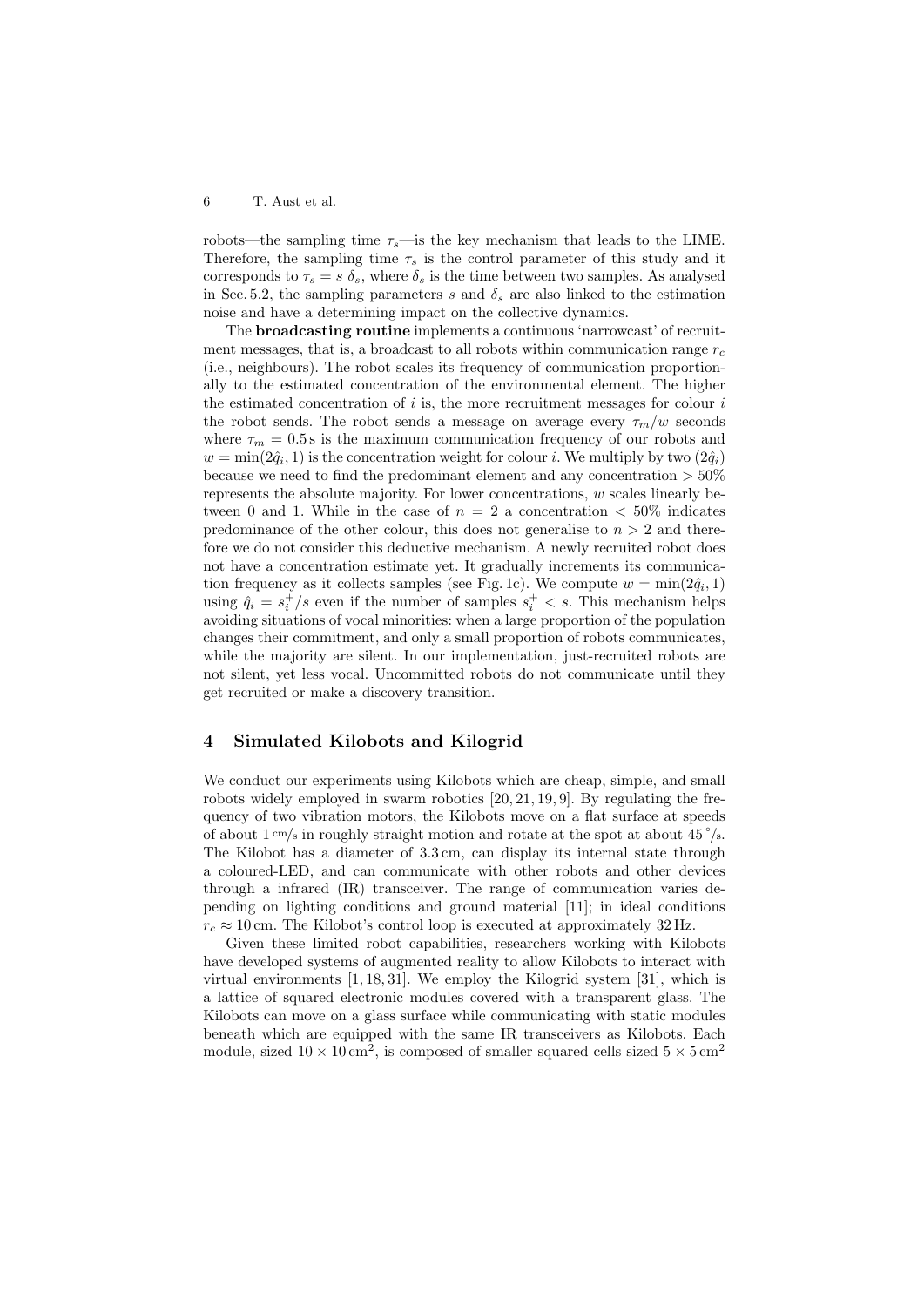robots—the sampling time $\tau_s$—is the key mechanism that leads to the LIME. Therefore, the sampling time $\tau_s$ is the control parameter of this study and it corresponds to $\tau_s = s\ \delta_s$, where $\delta_s$ is the time between two samples. As analysed in Sec. 5.2, the sampling parameters $s$ and $\delta_s$ are also linked to the estimation noise and have a determining impact on the collective dynamics.

The **broadcasting routine** implements a continuous 'narrowcast' of recruitment messages, that is, a broadcast to all robots within communication range $r_c$ (i.e., neighbours). The robot scales its frequency of communication proportionally to the estimated concentration of the environmental element. The higher the estimated concentration of $i$ is, the more recruitment messages for colour $i$ the robot sends. The robot sends a message on average every $\tau_m/w$ seconds where $\tau_m = 0.5\,\mathrm{s}$ is the maximum communication frequency of our robots and $w = \min(2\hat{q}_i, 1)$ is the concentration weight for colour $i$. We multiply by two $(2\hat{q}_i)$ because we need to find the predominant element and any concentration $> 50\%$ represents the absolute majority. For lower concentrations, $w$ scales linearly between 0 and 1. While in the case of $n = 2$ a concentration $< 50\%$ indicates predominance of the other colour, this does not generalise to $n > 2$ and therefore we do not consider this deductive mechanism. A newly recruited robot does not have a concentration estimate yet. It gradually increments its communication frequency as it collects samples (see Fig. 1c). We compute $w = \min(2\hat{q}_i, 1)$ using $\hat{q}_i = s_i^+/s$ even if the number of samples $s_i^+ < s$. This mechanism helps avoiding situations of vocal minorities: when a large proportion of the population changes their commitment, and only a small proportion of robots communicates, while the majority are silent. In our implementation, just-recruited robots are not silent, yet less vocal. Uncommitted robots do not communicate until they get recruited or make a discovery transition.

## 4 Simulated Kilobots and Kilogrid

We conduct our experiments using Kilobots which are cheap, simple, and small robots widely employed in swarm robotics [20, 21, 19, 9]. By regulating the frequency of two vibration motors, the Kilobots move on a flat surface at speeds of about $1\,\mathrm{cm/s}$ in roughly straight motion and rotate at the spot at about $45\,^\circ/\mathrm{s}$. The Kilobot has a diameter of $3.3\,\mathrm{cm}$, can display its internal state through a coloured-LED, and can communicate with other robots and other devices through a infrared (IR) transceiver. The range of communication varies depending on lighting conditions and ground material [11]; in ideal conditions $r_c \approx 10\,\mathrm{cm}$. The Kilobot's control loop is executed at approximately $32\,\mathrm{Hz}$.

Given these limited robot capabilities, researchers working with Kilobots have developed systems of augmented reality to allow Kilobots to interact with virtual environments [1, 18, 31]. We employ the Kilogrid system [31], which is a lattice of squared electronic modules covered with a transparent glass. The Kilobots can move on a glass surface while communicating with static modules beneath which are equipped with the same IR transceivers as Kilobots. Each module, sized $10 \times 10\,\mathrm{cm}^2$, is composed of smaller squared cells sized $5 \times 5\,\mathrm{cm}^2$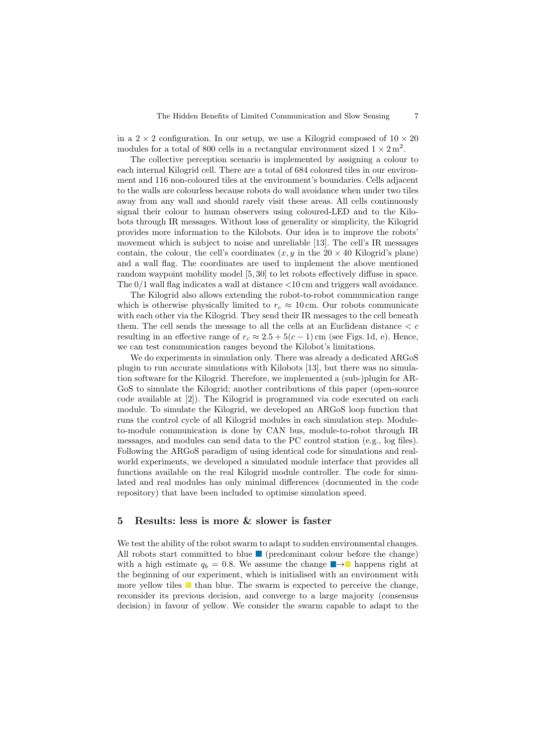in a $2 \times 2$ configuration. In our setup, we use a Kilogrid composed of $10 \times 20$ modules for a total of 800 cells in a rectangular environment sized $1 \times 2\,\text{m}^2$.

The collective perception scenario is implemented by assigning a colour to each internal Kilogrid cell. There are a total of 684 coloured tiles in our environment and 116 non-coloured tiles at the environment's boundaries. Cells adjacent to the walls are colourless because robots do wall avoidance when under two tiles away from any wall and should rarely visit these areas. All cells continuously signal their colour to human observers using coloured-LED and to the Kilobots through IR messages. Without loss of generality or simplicity, the Kilogrid provides more information to the Kilobots. Our idea is to improve the robots' movement which is subject to noise and unreliable [13]. The cell's IR messages contain, the colour, the cell's coordinates ($x, y$ in the $20 \times 40$ Kilogrid's plane) and a wall flag. The coordinates are used to implement the above mentioned random waypoint mobility model [5, 30] to let robots effectively diffuse in space. The 0/1 wall flag indicates a wall at distance $<10$ cm and triggers wall avoidance.

The Kilogrid also allows extending the robot-to-robot communication range which is otherwise physically limited to $r_c \approx 10$ cm. Our robots communicate with each other via the Kilogrid. They send their IR messages to the cell beneath them. The cell sends the message to all the cells at an Euclidean distance $< c$ resulting in an effective range of $r_c \approx 2.5 + 5(c-1)$ cm (see Figs. 1d, e). Hence, we can test communication ranges beyond the Kilobot's limitations.

We do experiments in simulation only. There was already a dedicated ARGoS plugin to run accurate simulations with Kilobots [13], but there was no simulation software for the Kilogrid. Therefore, we implemented a (sub-)plugin for ARGoS to simulate the Kilogrid; another contributions of this paper (open-source code available at [2]). The Kilogrid is programmed via code executed on each module. To simulate the Kilogrid, we developed an ARGoS loop function that runs the control cycle of all Kilogrid modules in each simulation step. Module-to-module communication is done by CAN bus, module-to-robot through IR messages, and modules can send data to the PC control station (e.g., log files). Following the ARGoS paradigm of using identical code for simulations and real-world experiments, we developed a simulated module interface that provides all functions available on the real Kilogrid module controller. The code for simulated and real modules has only minimal differences (documented in the code repository) that have been included to optimise simulation speed.

## 5 Results: less is more & slower is faster

We test the ability of the robot swarm to adapt to sudden environmental changes. All robots start committed to blue ■ (predominant colour before the change) with a high estimate $q_b = 0.8$. We assume the change ■→■ happens right at the beginning of our experiment, which is initialised with an environment with more yellow tiles ■ than blue. The swarm is expected to perceive the change, reconsider its previous decision, and converge to a large majority (consensus decision) in favour of yellow. We consider the swarm capable to adapt to the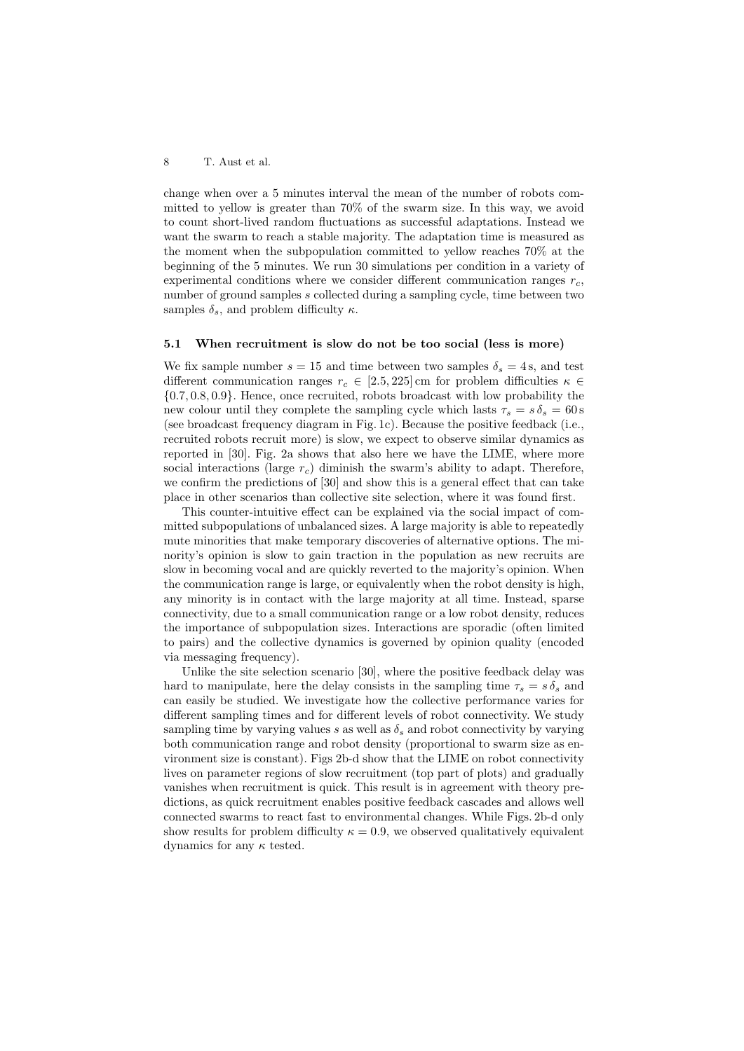change when over a 5 minutes interval the mean of the number of robots committed to yellow is greater than 70% of the swarm size. In this way, we avoid to count short-lived random fluctuations as successful adaptations. Instead we want the swarm to reach a stable majority. The adaptation time is measured as the moment when the subpopulation committed to yellow reaches 70% at the beginning of the 5 minutes. We run 30 simulations per condition in a variety of experimental conditions where we consider different communication ranges $r_c$, number of ground samples $s$ collected during a sampling cycle, time between two samples $\delta_s$, and problem difficulty $\kappa$.

### 5.1 When recruitment is slow do not be too social (less is more)

We fix sample number $s = 15$ and time between two samples $\delta_s = 4\,\text{s}$, and test different communication ranges $r_c \in [2.5, 225]\,\text{cm}$ for problem difficulties $\kappa \in \{0.7, 0.8, 0.9\}$. Hence, once recruited, robots broadcast with low probability the new colour until they complete the sampling cycle which lasts $\tau_s = s\,\delta_s = 60\,\text{s}$ (see broadcast frequency diagram in Fig. 1c). Because the positive feedback (i.e., recruited robots recruit more) is slow, we expect to observe similar dynamics as reported in [30]. Fig. 2a shows that also here we have the LIME, where more social interactions (large $r_c$) diminish the swarm's ability to adapt. Therefore, we confirm the predictions of [30] and show this is a general effect that can take place in other scenarios than collective site selection, where it was found first.

This counter-intuitive effect can be explained via the social impact of committed subpopulations of unbalanced sizes. A large majority is able to repeatedly mute minorities that make temporary discoveries of alternative options. The minority's opinion is slow to gain traction in the population as new recruits are slow in becoming vocal and are quickly reverted to the majority's opinion. When the communication range is large, or equivalently when the robot density is high, any minority is in contact with the large majority at all time. Instead, sparse connectivity, due to a small communication range or a low robot density, reduces the importance of subpopulation sizes. Interactions are sporadic (often limited to pairs) and the collective dynamics is governed by opinion quality (encoded via messaging frequency).

Unlike the site selection scenario [30], where the positive feedback delay was hard to manipulate, here the delay consists in the sampling time $\tau_s = s\,\delta_s$ and can easily be studied. We investigate how the collective performance varies for different sampling times and for different levels of robot connectivity. We study sampling time by varying values $s$ as well as $\delta_s$ and robot connectivity by varying both communication range and robot density (proportional to swarm size as environment size is constant). Figs 2b-d show that the LIME on robot connectivity lives on parameter regions of slow recruitment (top part of plots) and gradually vanishes when recruitment is quick. This result is in agreement with theory predictions, as quick recruitment enables positive feedback cascades and allows well connected swarms to react fast to environmental changes. While Figs. 2b-d only show results for problem difficulty $\kappa = 0.9$, we observed qualitatively equivalent dynamics for any $\kappa$ tested.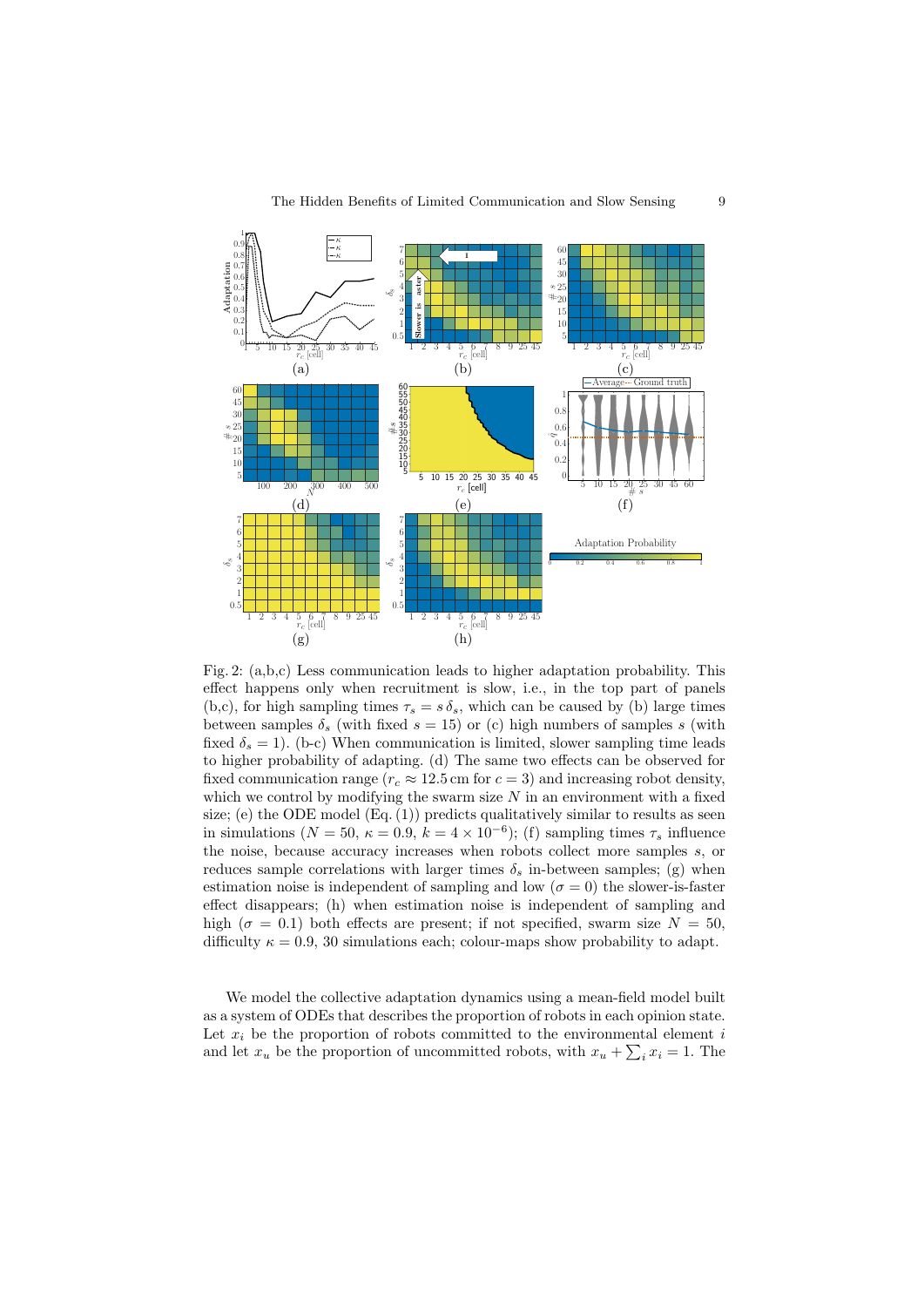Fig. 2: (a,b,c) Less communication leads to higher adaptation probability. This effect happens only when recruitment is slow, i.e., in the top part of panels (b,c), for high sampling times $\tau_s = s\,\delta_s$, which can be caused by (b) large times between samples $\delta_s$ (with fixed $s = 15$) or (c) high numbers of samples $s$ (with fixed $\delta_s = 1$). (b-c) When communication is limited, slower sampling time leads to higher probability of adapting. (d) The same two effects can be observed for fixed communication range ($r_c \approx 12.5$ cm for $c = 3$) and increasing robot density, which we control by modifying the swarm size $N$ in an environment with a fixed size; (e) the ODE model (Eq. (1)) predicts qualitatively similar to results as seen in simulations ($N = 50$, $\kappa = 0.9$, $k = 4 \times 10^{-6}$); (f) sampling times $\tau_s$ influence the noise, because accuracy increases when robots collect more samples $s$, or reduces sample correlations with larger times $\delta_s$ in-between samples; (g) when estimation noise is independent of sampling and low ($\sigma = 0$) the slower-is-faster effect disappears; (h) when estimation noise is independent of sampling and high ($\sigma = 0.1$) both effects are present; if not specified, swarm size $N = 50$, difficulty $\kappa = 0.9$, 30 simulations each; colour-maps show probability to adapt.

We model the collective adaptation dynamics using a mean-field model built as a system of ODEs that describes the proportion of robots in each opinion state. Let $x_i$ be the proportion of robots committed to the environmental element $i$ and let $x_u$ be the proportion of uncommitted robots, with $x_u + \sum_i x_i = 1$. The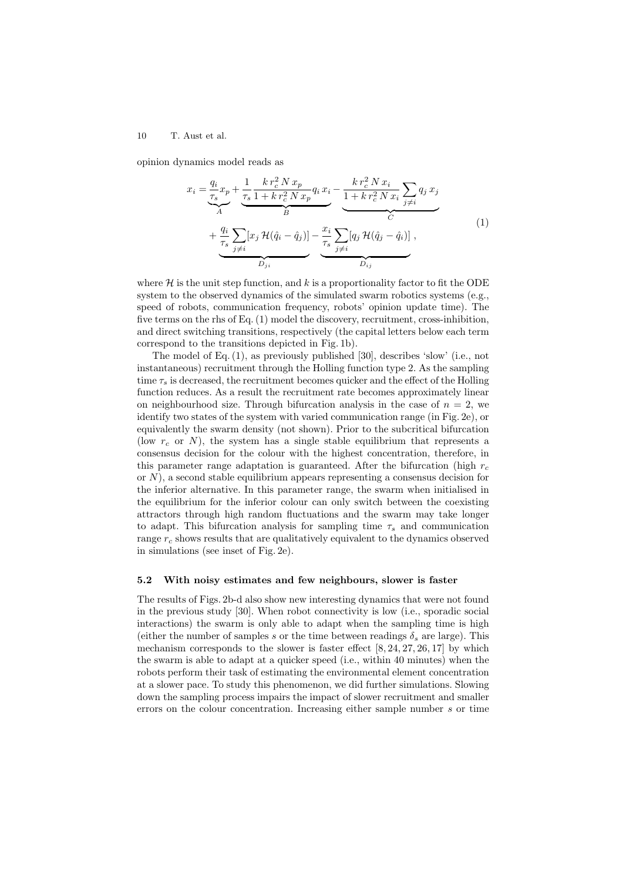opinion dynamics model reads as

$$
\begin{aligned}
x_i = & \underbrace{\frac{q_i}{\tau_s} x_p}_{A} + \underbrace{\frac{1}{\tau_s} \frac{k\, r_c^2\, N\, x_p}{1 + k\, r_c^2\, N\, x_p} q_i\, x_i}_{B} - \underbrace{\frac{k\, r_c^2\, N\, x_i}{1 + k\, r_c^2\, N\, x_i} \sum_{j \neq i} q_j\, x_j}_{C} \\
& + \underbrace{\frac{q_i}{\tau_s} \sum_{j \neq i} [x_j\, \mathcal{H}(\hat{q}_i - \hat{q}_j)]}_{D_{ji}} - \underbrace{\frac{x_i}{\tau_s} \sum_{j \neq i} [q_j\, \mathcal{H}(\hat{q}_j - \hat{q}_i)]}_{D_{ij}} ,
\end{aligned}
\tag{1}
$$

where $\mathcal{H}$ is the unit step function, and $k$ is a proportionality factor to fit the ODE system to the observed dynamics of the simulated swarm robotics systems (e.g., speed of robots, communication frequency, robots' opinion update time). The five terms on the rhs of Eq. (1) model the discovery, recruitment, cross-inhibition, and direct switching transitions, respectively (the capital letters below each term correspond to the transitions depicted in Fig. 1b).

The model of Eq. (1), as previously published [30], describes 'slow' (i.e., not instantaneous) recruitment through the Holling function type 2. As the sampling time $\tau_s$ is decreased, the recruitment becomes quicker and the effect of the Holling function reduces. As a result the recruitment rate becomes approximately linear on neighbourhood size. Through bifurcation analysis in the case of $n = 2$, we identify two states of the system with varied communication range (in Fig. 2e), or equivalently the swarm density (not shown). Prior to the subcritical bifurcation (low $r_c$ or $N$), the system has a single stable equilibrium that represents a consensus decision for the colour with the highest concentration, therefore, in this parameter range adaptation is guaranteed. After the bifurcation (high $r_c$ or $N$), a second stable equilibrium appears representing a consensus decision for the inferior alternative. In this parameter range, the swarm when initialised in the equilibrium for the inferior colour can only switch between the coexisting attractors through high random fluctuations and the swarm may take longer to adapt. This bifurcation analysis for sampling time $\tau_s$ and communication range $r_c$ shows results that are qualitatively equivalent to the dynamics observed in simulations (see inset of Fig. 2e).

### 5.2 With noisy estimates and few neighbours, slower is faster

The results of Figs. 2b-d also show new interesting dynamics that were not found in the previous study [30]. When robot connectivity is low (i.e., sporadic social interactions) the swarm is only able to adapt when the sampling time is high (either the number of samples $s$ or the time between readings $\delta_s$ are large). This mechanism corresponds to the slower is faster effect [8, 24, 27, 26, 17] by which the swarm is able to adapt at a quicker speed (i.e., within 40 minutes) when the robots perform their task of estimating the environmental element concentration at a slower pace. To study this phenomenon, we did further simulations. Slowing down the sampling process impairs the impact of slower recruitment and smaller errors on the colour concentration. Increasing either sample number $s$ or time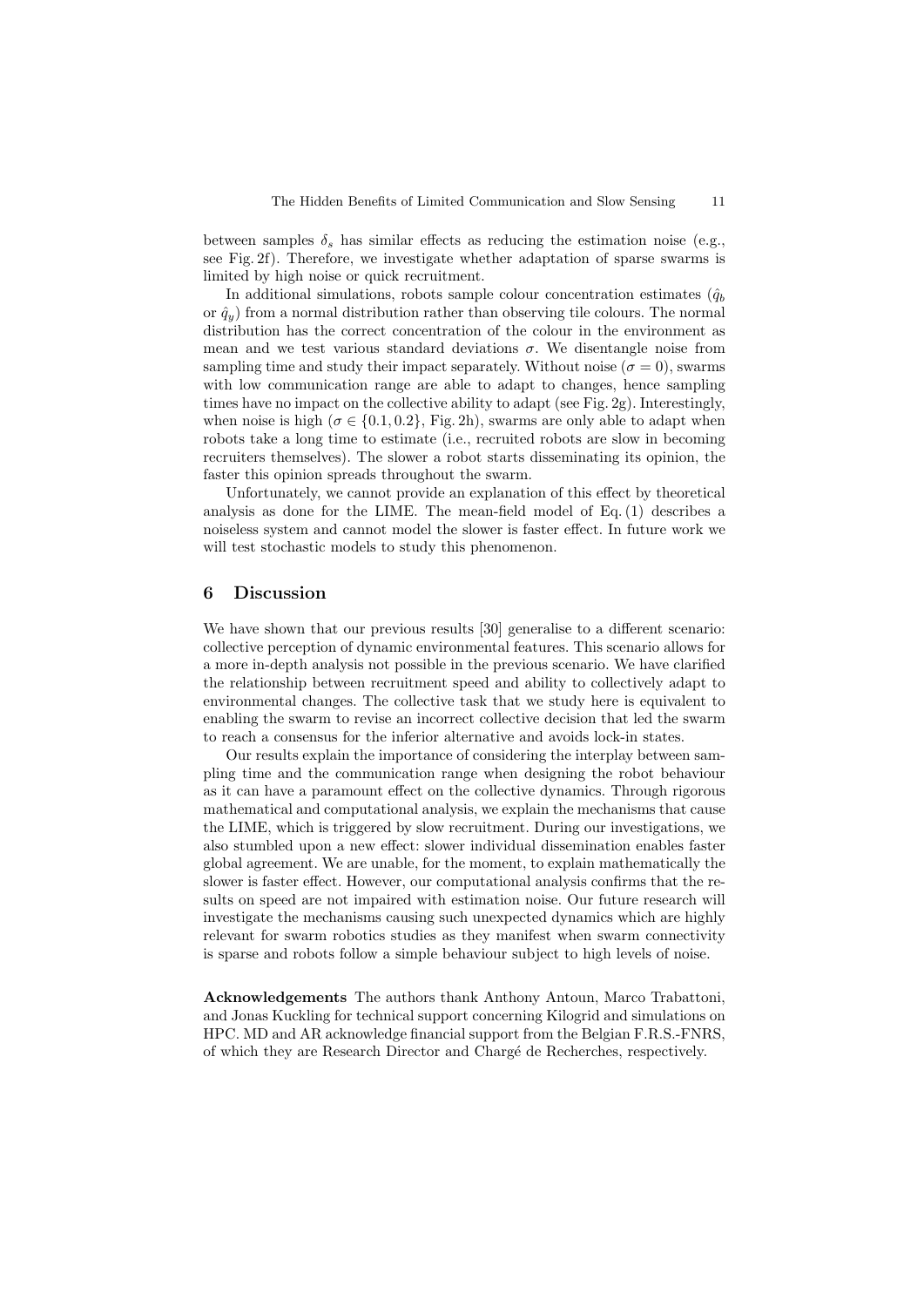between samples $\delta_s$ has similar effects as reducing the estimation noise (e.g., see Fig. 2f). Therefore, we investigate whether adaptation of sparse swarms is limited by high noise or quick recruitment.

In additional simulations, robots sample colour concentration estimates ($\hat{q}_b$ or $\hat{q}_y$) from a normal distribution rather than observing tile colours. The normal distribution has the correct concentration of the colour in the environment as mean and we test various standard deviations $\sigma$. We disentangle noise from sampling time and study their impact separately. Without noise ($\sigma = 0$), swarms with low communication range are able to adapt to changes, hence sampling times have no impact on the collective ability to adapt (see Fig. 2g). Interestingly, when noise is high ($\sigma \in \{0.1, 0.2\}$, Fig. 2h), swarms are only able to adapt when robots take a long time to estimate (i.e., recruited robots are slow in becoming recruiters themselves). The slower a robot starts disseminating its opinion, the faster this opinion spreads throughout the swarm.

Unfortunately, we cannot provide an explanation of this effect by theoretical analysis as done for the LIME. The mean-field model of Eq. (1) describes a noiseless system and cannot model the slower is faster effect. In future work we will test stochastic models to study this phenomenon.

## 6 Discussion

We have shown that our previous results [30] generalise to a different scenario: collective perception of dynamic environmental features. This scenario allows for a more in-depth analysis not possible in the previous scenario. We have clarified the relationship between recruitment speed and ability to collectively adapt to environmental changes. The collective task that we study here is equivalent to enabling the swarm to revise an incorrect collective decision that led the swarm to reach a consensus for the inferior alternative and avoids lock-in states.

Our results explain the importance of considering the interplay between sampling time and the communication range when designing the robot behaviour as it can have a paramount effect on the collective dynamics. Through rigorous mathematical and computational analysis, we explain the mechanisms that cause the LIME, which is triggered by slow recruitment. During our investigations, we also stumbled upon a new effect: slower individual dissemination enables faster global agreement. We are unable, for the moment, to explain mathematically the slower is faster effect. However, our computational analysis confirms that the results on speed are not impaired with estimation noise. Our future research will investigate the mechanisms causing such unexpected dynamics which are highly relevant for swarm robotics studies as they manifest when swarm connectivity is sparse and robots follow a simple behaviour subject to high levels of noise.

**Acknowledgements** The authors thank Anthony Antoun, Marco Trabattoni, and Jonas Kuckling for technical support concerning Kilogrid and simulations on HPC. MD and AR acknowledge financial support from the Belgian F.R.S.-FNRS, of which they are Research Director and Chargé de Recherches, respectively.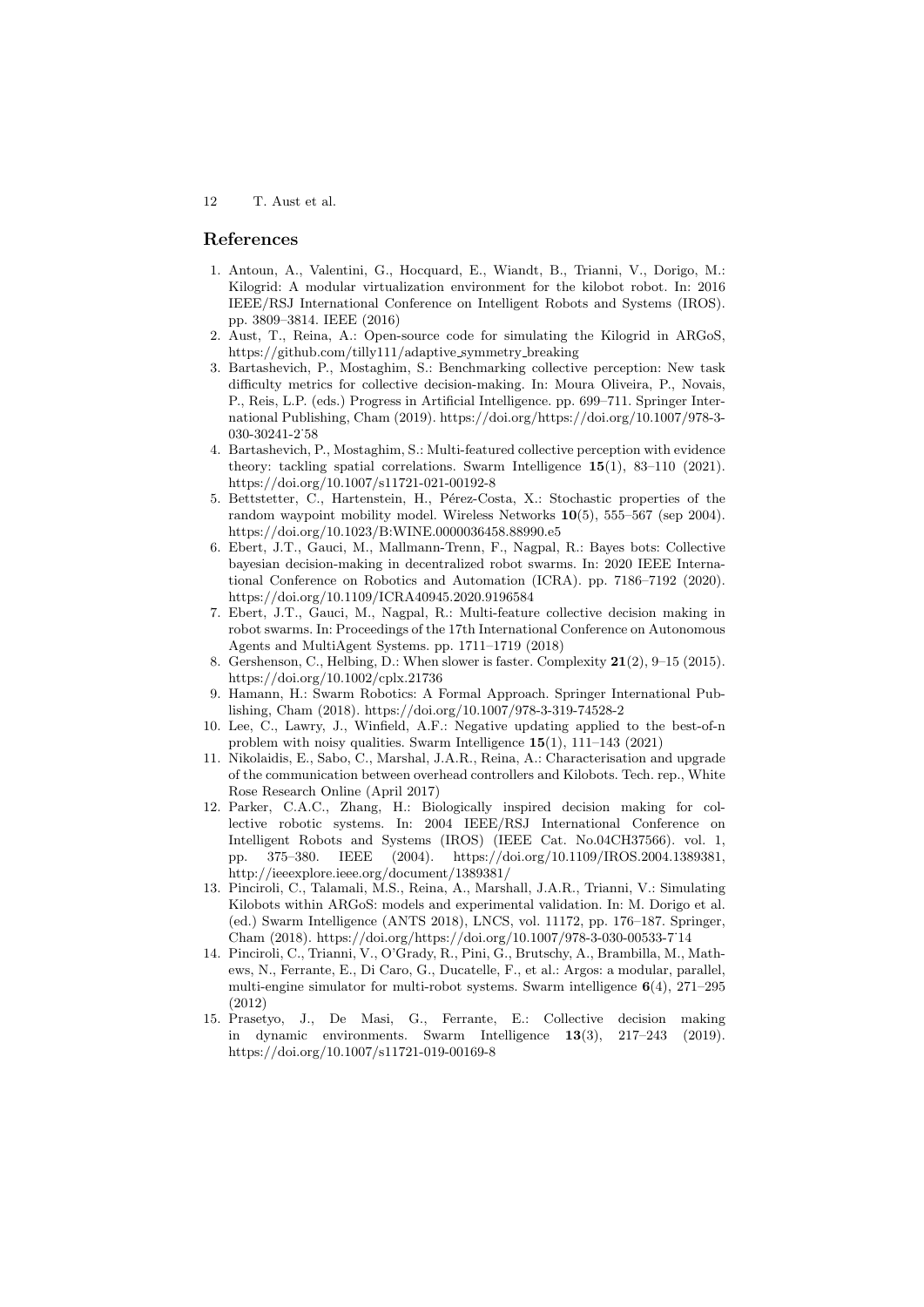## References

1. Antoun, A., Valentini, G., Hocquard, E., Wiandt, B., Trianni, V., Dorigo, M.: Kilogrid: A modular virtualization environment for the kilobot robot. In: 2016 IEEE/RSJ International Conference on Intelligent Robots and Systems (IROS). pp. 3809–3814. IEEE (2016)
2. Aust, T., Reina, A.: Open-source code for simulating the Kilogrid in ARGoS, https://github.com/tilly111/adaptive_symmetry_breaking
3. Bartashevich, P., Mostaghim, S.: Benchmarking collective perception: New task difficulty metrics for collective decision-making. In: Moura Oliveira, P., Novais, P., Reis, L.P. (eds.) Progress in Artificial Intelligence. pp. 699–711. Springer International Publishing, Cham (2019). https://doi.org/https://doi.org/10.1007/978-3-030-30241-2_58
4. Bartashevich, P., Mostaghim, S.: Multi-featured collective perception with evidence theory: tackling spatial correlations. Swarm Intelligence **15**(1), 83–110 (2021). https://doi.org/10.1007/s11721-021-00192-8
5. Bettstetter, C., Hartenstein, H., Pérez-Costa, X.: Stochastic properties of the random waypoint mobility model. Wireless Networks **10**(5), 555–567 (sep 2004). https://doi.org/10.1023/B:WINE.0000036458.88990.e5
6. Ebert, J.T., Gauci, M., Mallmann-Trenn, F., Nagpal, R.: Bayes bots: Collective bayesian decision-making in decentralized robot swarms. In: 2020 IEEE International Conference on Robotics and Automation (ICRA). pp. 7186–7192 (2020). https://doi.org/10.1109/ICRA40945.2020.9196584
7. Ebert, J.T., Gauci, M., Nagpal, R.: Multi-feature collective decision making in robot swarms. In: Proceedings of the 17th International Conference on Autonomous Agents and MultiAgent Systems. pp. 1711–1719 (2018)
8. Gershenson, C., Helbing, D.: When slower is faster. Complexity **21**(2), 9–15 (2015). https://doi.org/10.1002/cplx.21736
9. Hamann, H.: Swarm Robotics: A Formal Approach. Springer International Publishing, Cham (2018). https://doi.org/10.1007/978-3-319-74528-2
10. Lee, C., Lawry, J., Winfield, A.F.: Negative updating applied to the best-of-n problem with noisy qualities. Swarm Intelligence **15**(1), 111–143 (2021)
11. Nikolaidis, E., Sabo, C., Marshal, J.A.R., Reina, A.: Characterisation and upgrade of the communication between overhead controllers and Kilobots. Tech. rep., White Rose Research Online (April 2017)
12. Parker, C.A.C., Zhang, H.: Biologically inspired decision making for collective robotic systems. In: 2004 IEEE/RSJ International Conference on Intelligent Robots and Systems (IROS) (IEEE Cat. No.04CH37566). vol. 1, pp. 375–380. IEEE (2004). https://doi.org/10.1109/IROS.2004.1389381, http://ieeexplore.ieee.org/document/1389381/
13. Pinciroli, C., Talamali, M.S., Reina, A., Marshall, J.A.R., Trianni, V.: Simulating Kilobots within ARGoS: models and experimental validation. In: M. Dorigo et al. (ed.) Swarm Intelligence (ANTS 2018), LNCS, vol. 11172, pp. 176–187. Springer, Cham (2018). https://doi.org/https://doi.org/10.1007/978-3-030-00533-7_14
14. Pinciroli, C., Trianni, V., O'Grady, R., Pini, G., Brutschy, A., Brambilla, M., Mathews, N., Ferrante, E., Di Caro, G., Ducatelle, F., et al.: Argos: a modular, parallel, multi-engine simulator for multi-robot systems. Swarm intelligence **6**(4), 271–295 (2012)
15. Prasetyo, J., De Masi, G., Ferrante, E.: Collective decision making in dynamic environments. Swarm Intelligence **13**(3), 217–243 (2019). https://doi.org/10.1007/s11721-019-00169-8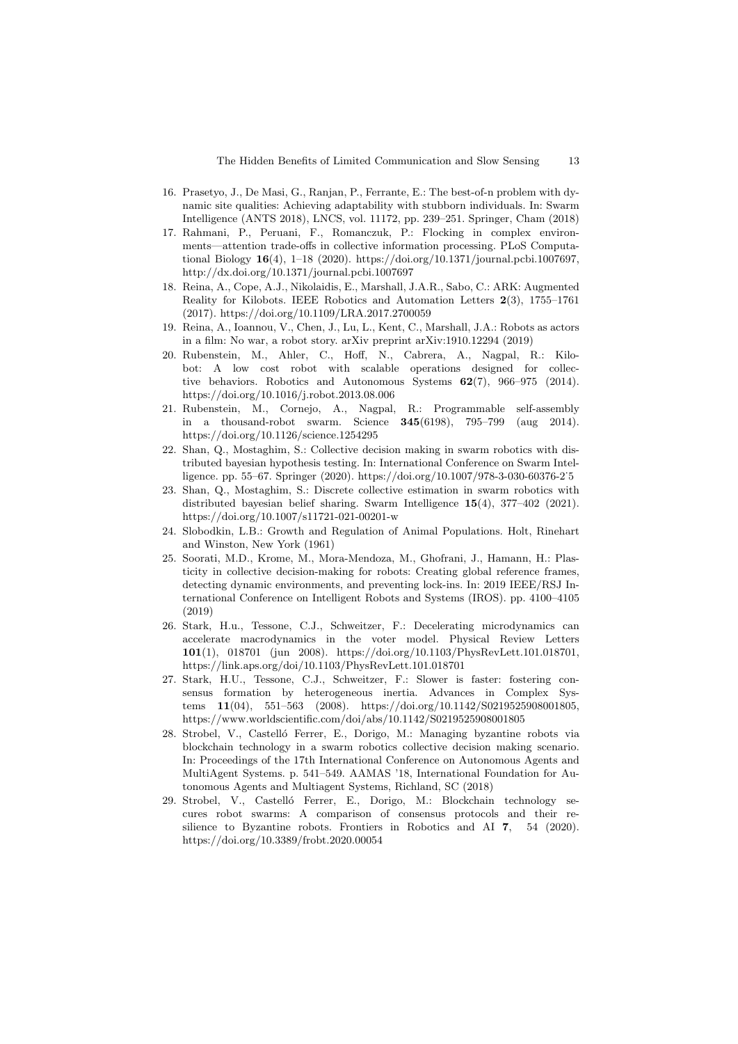16. Prasetyo, J., De Masi, G., Ranjan, P., Ferrante, E.: The best-of-n problem with dynamic site qualities: Achieving adaptability with stubborn individuals. In: Swarm Intelligence (ANTS 2018), LNCS, vol. 11172, pp. 239–251. Springer, Cham (2018)
17. Rahmani, P., Peruani, F., Romanczuk, P.: Flocking in complex environments—attention trade-offs in collective information processing. PLoS Computational Biology **16**(4), 1–18 (2020). https://doi.org/10.1371/journal.pcbi.1007697, http://dx.doi.org/10.1371/journal.pcbi.1007697
18. Reina, A., Cope, A.J., Nikolaidis, E., Marshall, J.A.R., Sabo, C.: ARK: Augmented Reality for Kilobots. IEEE Robotics and Automation Letters **2**(3), 1755–1761 (2017). https://doi.org/10.1109/LRA.2017.2700059
19. Reina, A., Ioannou, V., Chen, J., Lu, L., Kent, C., Marshall, J.A.: Robots as actors in a film: No war, a robot story. arXiv preprint arXiv:1910.12294 (2019)
20. Rubenstein, M., Ahler, C., Hoff, N., Cabrera, A., Nagpal, R.: Kilobot: A low cost robot with scalable operations designed for collective behaviors. Robotics and Autonomous Systems **62**(7), 966–975 (2014). https://doi.org/10.1016/j.robot.2013.08.006
21. Rubenstein, M., Cornejo, A., Nagpal, R.: Programmable self-assembly in a thousand-robot swarm. Science **345**(6198), 795–799 (aug 2014). https://doi.org/10.1126/science.1254295
22. Shan, Q., Mostaghim, S.: Collective decision making in swarm robotics with distributed bayesian hypothesis testing. In: International Conference on Swarm Intelligence. pp. 55–67. Springer (2020). https://doi.org/10.1007/978-3-030-60376-2_5
23. Shan, Q., Mostaghim, S.: Discrete collective estimation in swarm robotics with distributed bayesian belief sharing. Swarm Intelligence **15**(4), 377–402 (2021). https://doi.org/10.1007/s11721-021-00201-w
24. Slobodkin, L.B.: Growth and Regulation of Animal Populations. Holt, Rinehart and Winston, New York (1961)
25. Soorati, M.D., Krome, M., Mora-Mendoza, M., Ghofrani, J., Hamann, H.: Plasticity in collective decision-making for robots: Creating global reference frames, detecting dynamic environments, and preventing lock-ins. In: 2019 IEEE/RSJ International Conference on Intelligent Robots and Systems (IROS). pp. 4100–4105 (2019)
26. Stark, H.u., Tessone, C.J., Schweitzer, F.: Decelerating microdynamics can accelerate macrodynamics in the voter model. Physical Review Letters **101**(1), 018701 (jun 2008). https://doi.org/10.1103/PhysRevLett.101.018701, https://link.aps.org/doi/10.1103/PhysRevLett.101.018701
27. Stark, H.U., Tessone, C.J., Schweitzer, F.: Slower is faster: fostering consensus formation by heterogeneous inertia. Advances in Complex Systems **11**(04), 551–563 (2008). https://doi.org/10.1142/S0219525908001805, https://www.worldscientific.com/doi/abs/10.1142/S0219525908001805
28. Strobel, V., Castelló Ferrer, E., Dorigo, M.: Managing byzantine robots via blockchain technology in a swarm robotics collective decision making scenario. In: Proceedings of the 17th International Conference on Autonomous Agents and MultiAgent Systems. p. 541–549. AAMAS '18, International Foundation for Autonomous Agents and Multiagent Systems, Richland, SC (2018)
29. Strobel, V., Castelló Ferrer, E., Dorigo, M.: Blockchain technology secures robot swarms: A comparison of consensus protocols and their resilience to Byzantine robots. Frontiers in Robotics and AI **7**, 54 (2020). https://doi.org/10.3389/frobt.2020.00054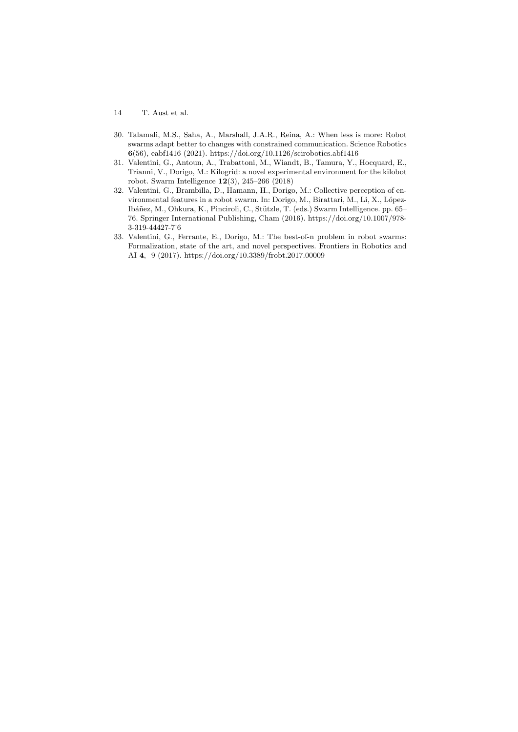30. Talamali, M.S., Saha, A., Marshall, J.A.R., Reina, A.: When less is more: Robot swarms adapt better to changes with constrained communication. Science Robotics **6**(56), eabf1416 (2021). https://doi.org/10.1126/scirobotics.abf1416
31. Valentini, G., Antoun, A., Trabattoni, M., Wiandt, B., Tamura, Y., Hocquard, E., Trianni, V., Dorigo, M.: Kilogrid: a novel experimental environment for the kilobot robot. Swarm Intelligence **12**(3), 245–266 (2018)
32. Valentini, G., Brambilla, D., Hamann, H., Dorigo, M.: Collective perception of environmental features in a robot swarm. In: Dorigo, M., Birattari, M., Li, X., López-Ibáñez, M., Ohkura, K., Pinciroli, C., Stützle, T. (eds.) Swarm Intelligence. pp. 65–76. Springer International Publishing, Cham (2016). https://doi.org/10.1007/978-3-319-44427-7˙6
33. Valentini, G., Ferrante, E., Dorigo, M.: The best-of-n problem in robot swarms: Formalization, state of the art, and novel perspectives. Frontiers in Robotics and AI **4**, 9 (2017). https://doi.org/10.3389/frobt.2017.00009